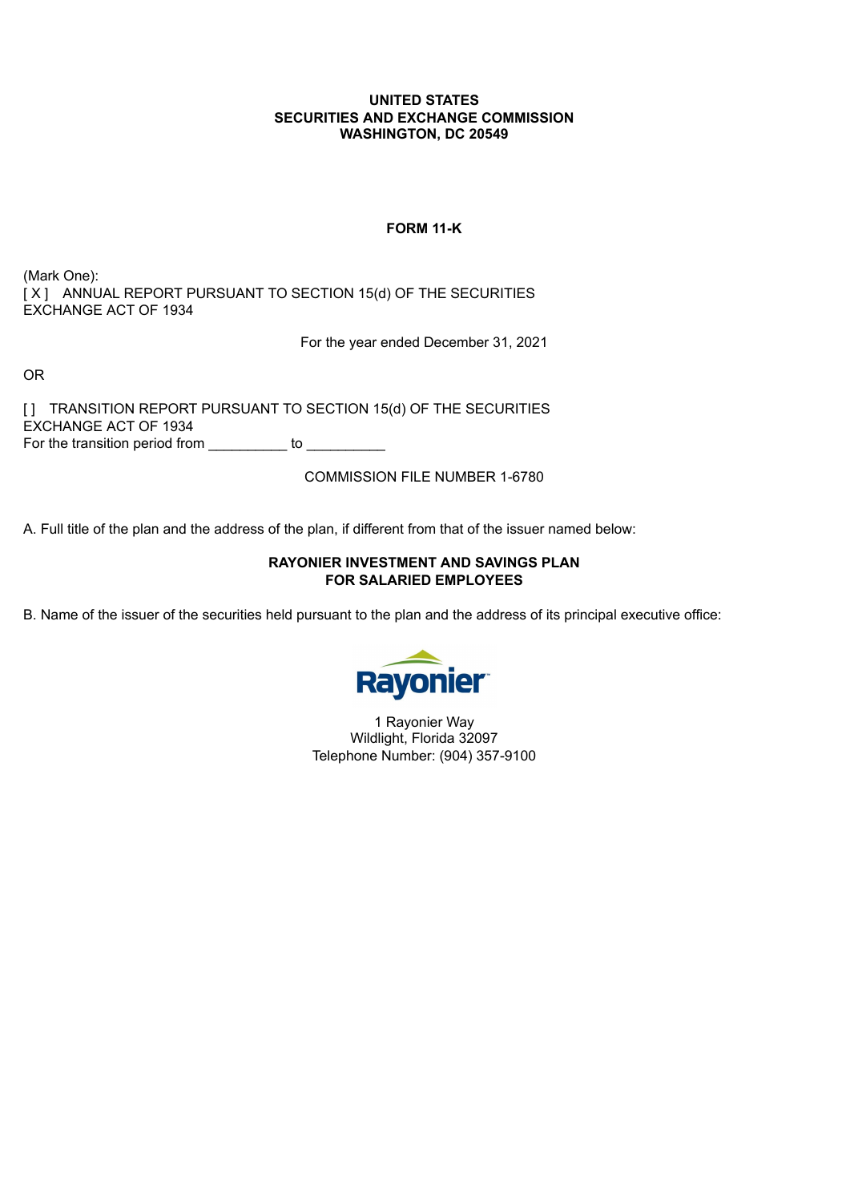**UNITED STATES**
**SECURITIES AND EXCHANGE COMMISSION**
**WASHINGTON, DC 20549**

**FORM 11-K**

(Mark One):
[ X ] ANNUAL REPORT PURSUANT TO SECTION 15(d) OF THE SECURITIES EXCHANGE ACT OF 1934

For the year ended December 31, 2021

OR

[ ] TRANSITION REPORT PURSUANT TO SECTION 15(d) OF THE SECURITIES EXCHANGE ACT OF 1934
For the transition period from __________ to __________

COMMISSION FILE NUMBER 1-6780

A. Full title of the plan and the address of the plan, if different from that of the issuer named below:

**RAYONIER INVESTMENT AND SAVINGS PLAN**
**FOR SALARIED EMPLOYEES**

B. Name of the issuer of the securities held pursuant to the plan and the address of its principal executive office:

Rayonier

1 Rayonier Way
Wildlight, Florida 32097
Telephone Number: (904) 357-9100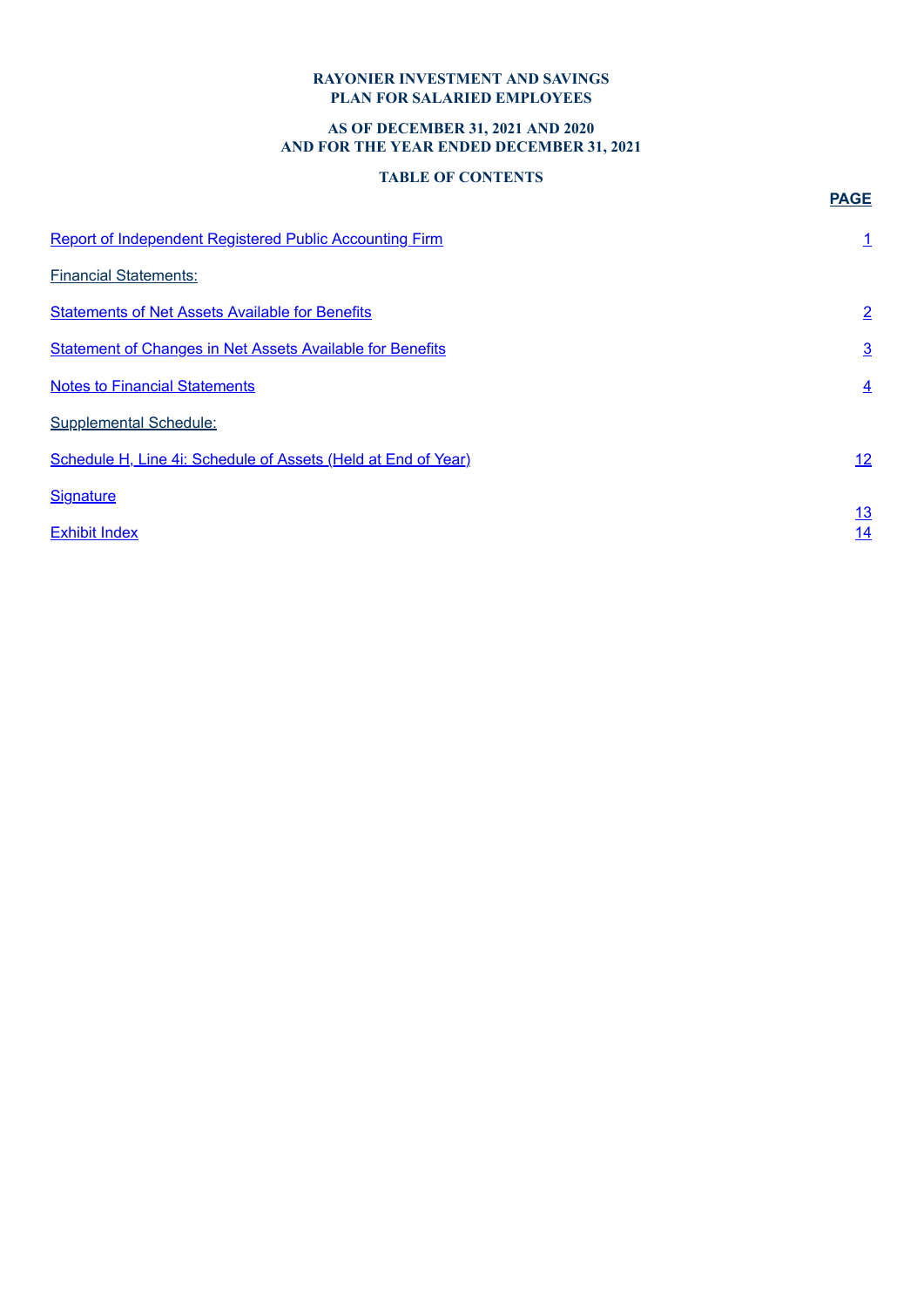**RAYONIER INVESTMENT AND SAVINGS PLAN FOR SALARIED EMPLOYEES**

**AS OF DECEMBER 31, 2021 AND 2020 AND FOR THE YEAR ENDED DECEMBER 31, 2021**

**TABLE OF CONTENTS**

| | **PAGE** |
|---|---|
| Report of Independent Registered Public Accounting Firm | 1 |
| Financial Statements: | |
| Statements of Net Assets Available for Benefits | 2 |
| Statement of Changes in Net Assets Available for Benefits | 3 |
| Notes to Financial Statements | 4 |
| Supplemental Schedule: | |
| Schedule H, Line 4i: Schedule of Assets (Held at End of Year) | 12 |
| Signature | 13 |
| Exhibit Index | 14 |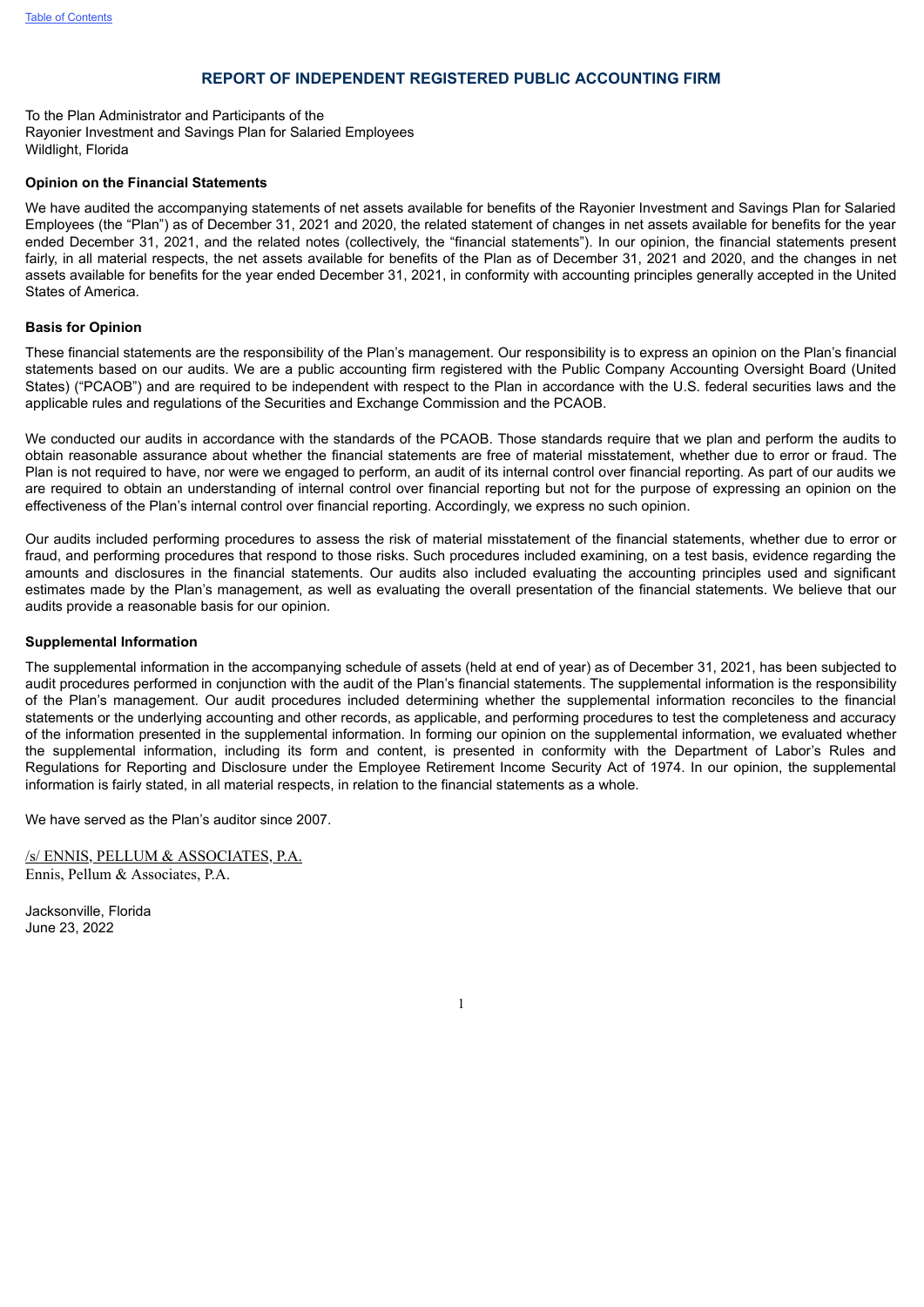## REPORT OF INDEPENDENT REGISTERED PUBLIC ACCOUNTING FIRM

To the Plan Administrator and Participants of the
Rayonier Investment and Savings Plan for Salaried Employees
Wildlight, Florida

**Opinion on the Financial Statements**

We have audited the accompanying statements of net assets available for benefits of the Rayonier Investment and Savings Plan for Salaried Employees (the "Plan") as of December 31, 2021 and 2020, the related statement of changes in net assets available for benefits for the year ended December 31, 2021, and the related notes (collectively, the "financial statements"). In our opinion, the financial statements present fairly, in all material respects, the net assets available for benefits of the Plan as of December 31, 2021 and 2020, and the changes in net assets available for benefits for the year ended December 31, 2021, in conformity with accounting principles generally accepted in the United States of America.

**Basis for Opinion**

These financial statements are the responsibility of the Plan's management. Our responsibility is to express an opinion on the Plan's financial statements based on our audits. We are a public accounting firm registered with the Public Company Accounting Oversight Board (United States) ("PCAOB") and are required to be independent with respect to the Plan in accordance with the U.S. federal securities laws and the applicable rules and regulations of the Securities and Exchange Commission and the PCAOB.

We conducted our audits in accordance with the standards of the PCAOB. Those standards require that we plan and perform the audits to obtain reasonable assurance about whether the financial statements are free of material misstatement, whether due to error or fraud. The Plan is not required to have, nor were we engaged to perform, an audit of its internal control over financial reporting. As part of our audits we are required to obtain an understanding of internal control over financial reporting but not for the purpose of expressing an opinion on the effectiveness of the Plan's internal control over financial reporting. Accordingly, we express no such opinion.

Our audits included performing procedures to assess the risk of material misstatement of the financial statements, whether due to error or fraud, and performing procedures that respond to those risks. Such procedures included examining, on a test basis, evidence regarding the amounts and disclosures in the financial statements. Our audits also included evaluating the accounting principles used and significant estimates made by the Plan's management, as well as evaluating the overall presentation of the financial statements. We believe that our audits provide a reasonable basis for our opinion.

**Supplemental Information**

The supplemental information in the accompanying schedule of assets (held at end of year) as of December 31, 2021, has been subjected to audit procedures performed in conjunction with the audit of the Plan's financial statements. The supplemental information is the responsibility of the Plan's management. Our audit procedures included determining whether the supplemental information reconciles to the financial statements or the underlying accounting and other records, as applicable, and performing procedures to test the completeness and accuracy of the information presented in the supplemental information. In forming our opinion on the supplemental information, we evaluated whether the supplemental information, including its form and content, is presented in conformity with the Department of Labor's Rules and Regulations for Reporting and Disclosure under the Employee Retirement Income Security Act of 1974. In our opinion, the supplemental information is fairly stated, in all material respects, in relation to the financial statements as a whole.

We have served as the Plan's auditor since 2007.

/s/ ENNIS, PELLUM & ASSOCIATES, P.A.
Ennis, Pellum & Associates, P.A.

Jacksonville, Florida
June 23, 2022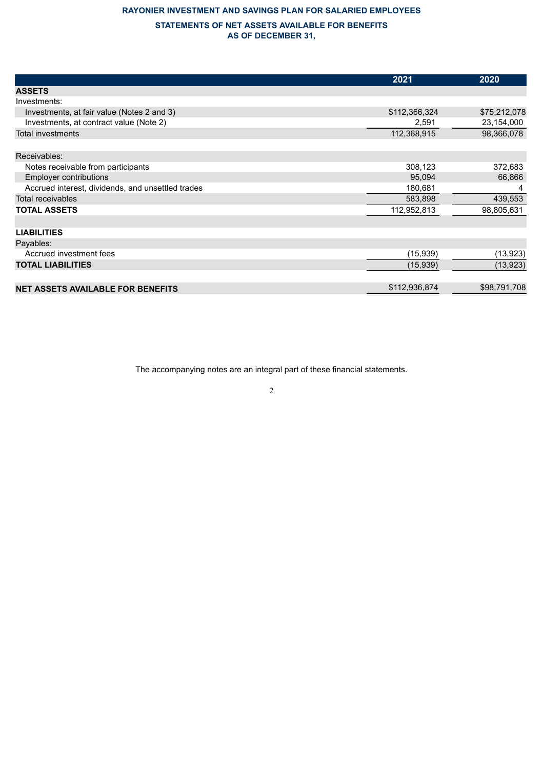# RAYONIER INVESTMENT AND SAVINGS PLAN FOR SALARIED EMPLOYEES

## STATEMENTS OF NET ASSETS AVAILABLE FOR BENEFITS
## AS OF DECEMBER 31,

| | 2021 | 2020 |
|---|---|---|
| **ASSETS** | | |
| Investments: | | |
| Investments, at fair value (Notes 2 and 3) | $112,366,324 | $75,212,078 |
| Investments, at contract value (Note 2) | 2,591 | 23,154,000 |
| Total investments | 112,368,915 | 98,366,078 |
| | | |
| Receivables: | | |
| Notes receivable from participants | 308,123 | 372,683 |
| Employer contributions | 95,094 | 66,866 |
| Accrued interest, dividends, and unsettled trades | 180,681 | 4 |
| Total receivables | 583,898 | 439,553 |
| **TOTAL ASSETS** | 112,952,813 | 98,805,631 |
| | | |
| **LIABILITIES** | | |
| Payables: | | |
| Accrued investment fees | (15,939) | (13,923) |
| **TOTAL LIABILITIES** | (15,939) | (13,923) |
| | | |
| **NET ASSETS AVAILABLE FOR BENEFITS** | $112,936,874 | $98,791,708 |

The accompanying notes are an integral part of these financial statements.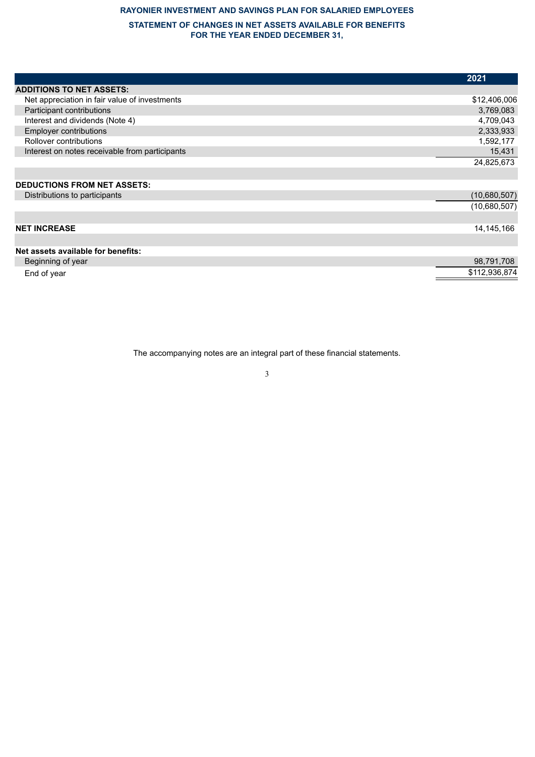# RAYONIER INVESTMENT AND SAVINGS PLAN FOR SALARIED EMPLOYEES

## STATEMENT OF CHANGES IN NET ASSETS AVAILABLE FOR BENEFITS
## FOR THE YEAR ENDED DECEMBER 31,

| | 2021 |
|---|---|
| **ADDITIONS TO NET ASSETS:** | |
| Net appreciation in fair value of investments | $12,406,006 |
| Participant contributions | 3,769,083 |
| Interest and dividends (Note 4) | 4,709,043 |
| Employer contributions | 2,333,933 |
| Rollover contributions | 1,592,177 |
| Interest on notes receivable from participants | 15,431 |
| | 24,825,673 |
| | |
| **DEDUCTIONS FROM NET ASSETS:** | |
| Distributions to participants | (10,680,507) |
| | (10,680,507) |
| | |
| **NET INCREASE** | 14,145,166 |
| | |
| **Net assets available for benefits:** | |
| Beginning of year | 98,791,708 |
| End of year | $112,936,874 |

The accompanying notes are an integral part of these financial statements.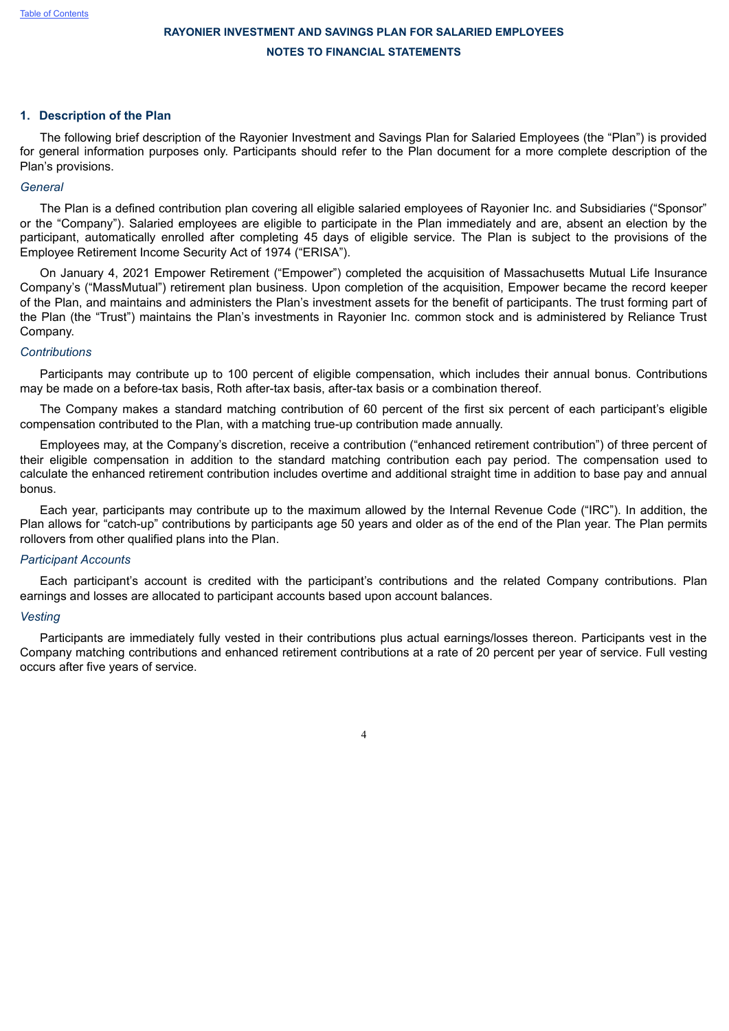# RAYONIER INVESTMENT AND SAVINGS PLAN FOR SALARIED EMPLOYEES

## NOTES TO FINANCIAL STATEMENTS

### 1. Description of the Plan

The following brief description of the Rayonier Investment and Savings Plan for Salaried Employees (the "Plan") is provided for general information purposes only. Participants should refer to the Plan document for a more complete description of the Plan's provisions.

*General*

The Plan is a defined contribution plan covering all eligible salaried employees of Rayonier Inc. and Subsidiaries ("Sponsor" or the "Company"). Salaried employees are eligible to participate in the Plan immediately and are, absent an election by the participant, automatically enrolled after completing 45 days of eligible service. The Plan is subject to the provisions of the Employee Retirement Income Security Act of 1974 ("ERISA").

On January 4, 2021 Empower Retirement ("Empower") completed the acquisition of Massachusetts Mutual Life Insurance Company's ("MassMutual") retirement plan business. Upon completion of the acquisition, Empower became the record keeper of the Plan, and maintains and administers the Plan's investment assets for the benefit of participants. The trust forming part of the Plan (the "Trust") maintains the Plan's investments in Rayonier Inc. common stock and is administered by Reliance Trust Company.

*Contributions*

Participants may contribute up to 100 percent of eligible compensation, which includes their annual bonus. Contributions may be made on a before-tax basis, Roth after-tax basis, after-tax basis or a combination thereof.

The Company makes a standard matching contribution of 60 percent of the first six percent of each participant's eligible compensation contributed to the Plan, with a matching true-up contribution made annually.

Employees may, at the Company's discretion, receive a contribution ("enhanced retirement contribution") of three percent of their eligible compensation in addition to the standard matching contribution each pay period. The compensation used to calculate the enhanced retirement contribution includes overtime and additional straight time in addition to base pay and annual bonus.

Each year, participants may contribute up to the maximum allowed by the Internal Revenue Code ("IRC"). In addition, the Plan allows for "catch-up" contributions by participants age 50 years and older as of the end of the Plan year. The Plan permits rollovers from other qualified plans into the Plan.

*Participant Accounts*

Each participant's account is credited with the participant's contributions and the related Company contributions. Plan earnings and losses are allocated to participant accounts based upon account balances.

*Vesting*

Participants are immediately fully vested in their contributions plus actual earnings/losses thereon. Participants vest in the Company matching contributions and enhanced retirement contributions at a rate of 20 percent per year of service. Full vesting occurs after five years of service.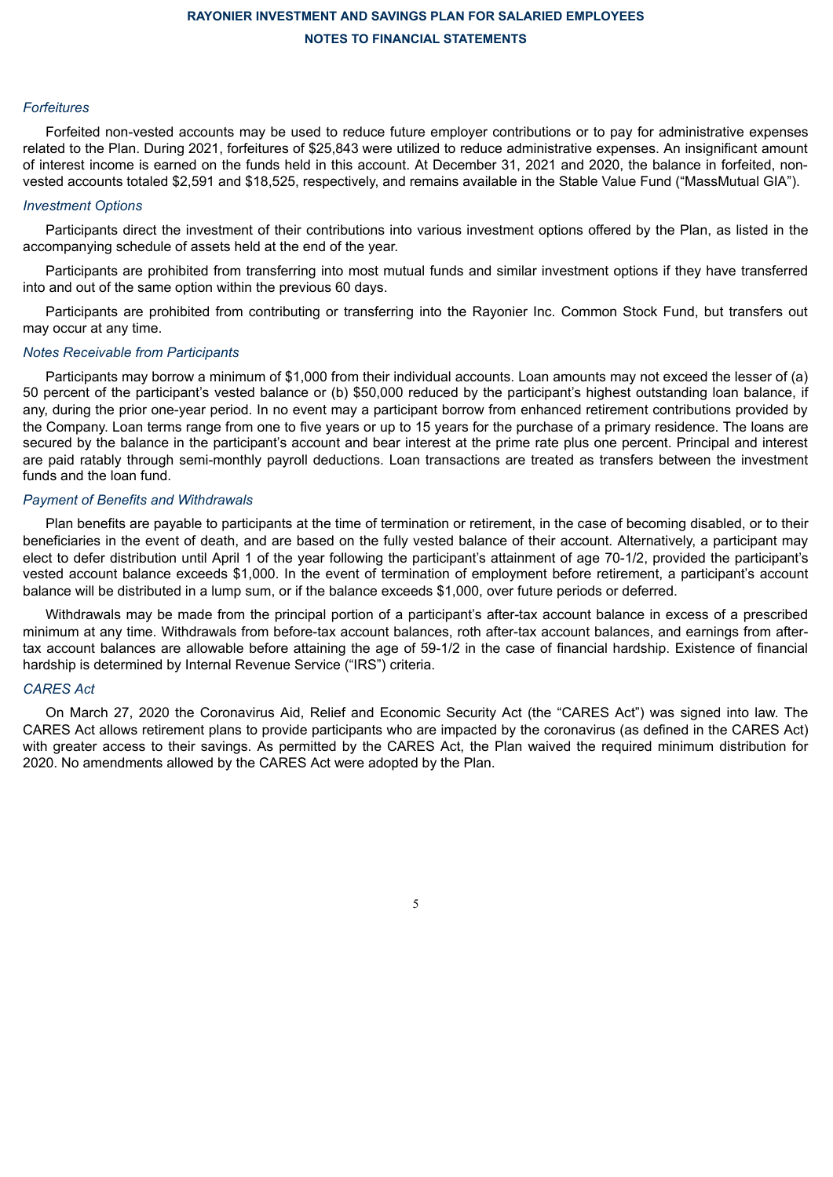### *Forfeitures*

Forfeited non-vested accounts may be used to reduce future employer contributions or to pay for administrative expenses related to the Plan. During 2021, forfeitures of $25,843 were utilized to reduce administrative expenses. An insignificant amount of interest income is earned on the funds held in this account. At December 31, 2021 and 2020, the balance in forfeited, non-vested accounts totaled $2,591 and $18,525, respectively, and remains available in the Stable Value Fund ("MassMutual GIA").

### *Investment Options*

Participants direct the investment of their contributions into various investment options offered by the Plan, as listed in the accompanying schedule of assets held at the end of the year.

Participants are prohibited from transferring into most mutual funds and similar investment options if they have transferred into and out of the same option within the previous 60 days.

Participants are prohibited from contributing or transferring into the Rayonier Inc. Common Stock Fund, but transfers out may occur at any time.

### *Notes Receivable from Participants*

Participants may borrow a minimum of $1,000 from their individual accounts. Loan amounts may not exceed the lesser of (a) 50 percent of the participant's vested balance or (b) $50,000 reduced by the participant's highest outstanding loan balance, if any, during the prior one-year period. In no event may a participant borrow from enhanced retirement contributions provided by the Company. Loan terms range from one to five years or up to 15 years for the purchase of a primary residence. The loans are secured by the balance in the participant's account and bear interest at the prime rate plus one percent. Principal and interest are paid ratably through semi-monthly payroll deductions. Loan transactions are treated as transfers between the investment funds and the loan fund.

### *Payment of Benefits and Withdrawals*

Plan benefits are payable to participants at the time of termination or retirement, in the case of becoming disabled, or to their beneficiaries in the event of death, and are based on the fully vested balance of their account. Alternatively, a participant may elect to defer distribution until April 1 of the year following the participant's attainment of age 70-1/2, provided the participant's vested account balance exceeds $1,000. In the event of termination of employment before retirement, a participant's account balance will be distributed in a lump sum, or if the balance exceeds $1,000, over future periods or deferred.

Withdrawals may be made from the principal portion of a participant's after-tax account balance in excess of a prescribed minimum at any time. Withdrawals from before-tax account balances, roth after-tax account balances, and earnings from after-tax account balances are allowable before attaining the age of 59-1/2 in the case of financial hardship. Existence of financial hardship is determined by Internal Revenue Service ("IRS") criteria.

### *CARES Act*

On March 27, 2020 the Coronavirus Aid, Relief and Economic Security Act (the "CARES Act") was signed into law. The CARES Act allows retirement plans to provide participants who are impacted by the coronavirus (as defined in the CARES Act) with greater access to their savings. As permitted by the CARES Act, the Plan waived the required minimum distribution for 2020. No amendments allowed by the CARES Act were adopted by the Plan.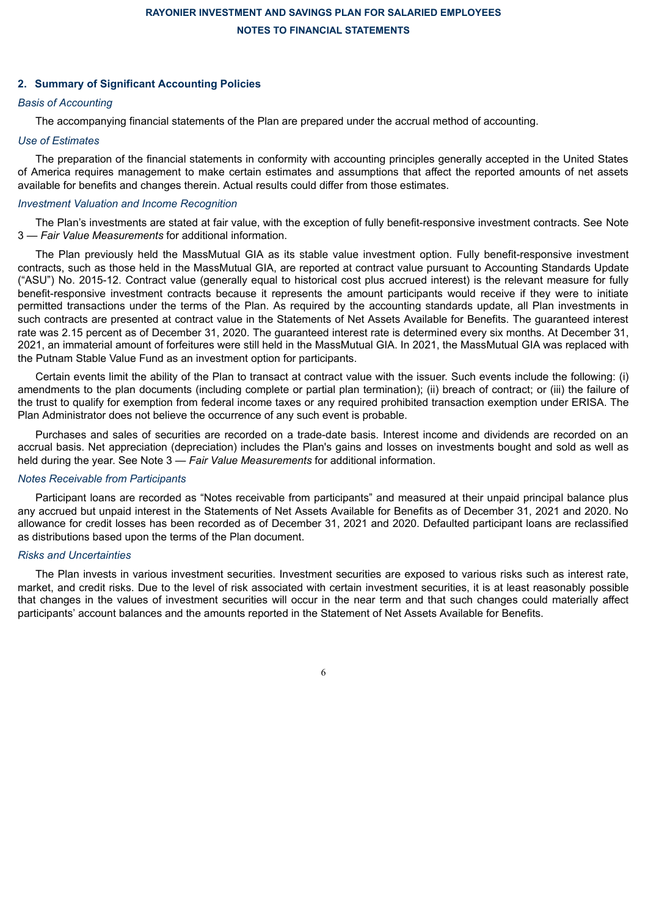## 2. Summary of Significant Accounting Policies

*Basis of Accounting*

The accompanying financial statements of the Plan are prepared under the accrual method of accounting.

*Use of Estimates*

The preparation of the financial statements in conformity with accounting principles generally accepted in the United States of America requires management to make certain estimates and assumptions that affect the reported amounts of net assets available for benefits and changes therein. Actual results could differ from those estimates.

*Investment Valuation and Income Recognition*

The Plan's investments are stated at fair value, with the exception of fully benefit-responsive investment contracts. See Note 3 — *Fair Value Measurements* for additional information.

The Plan previously held the MassMutual GIA as its stable value investment option. Fully benefit-responsive investment contracts, such as those held in the MassMutual GIA, are reported at contract value pursuant to Accounting Standards Update ("ASU") No. 2015-12. Contract value (generally equal to historical cost plus accrued interest) is the relevant measure for fully benefit-responsive investment contracts because it represents the amount participants would receive if they were to initiate permitted transactions under the terms of the Plan. As required by the accounting standards update, all Plan investments in such contracts are presented at contract value in the Statements of Net Assets Available for Benefits. The guaranteed interest rate was 2.15 percent as of December 31, 2020. The guaranteed interest rate is determined every six months. At December 31, 2021, an immaterial amount of forfeitures were still held in the MassMutual GIA. In 2021, the MassMutual GIA was replaced with the Putnam Stable Value Fund as an investment option for participants.

Certain events limit the ability of the Plan to transact at contract value with the issuer. Such events include the following: (i) amendments to the plan documents (including complete or partial plan termination); (ii) breach of contract; or (iii) the failure of the trust to qualify for exemption from federal income taxes or any required prohibited transaction exemption under ERISA. The Plan Administrator does not believe the occurrence of any such event is probable.

Purchases and sales of securities are recorded on a trade-date basis. Interest income and dividends are recorded on an accrual basis. Net appreciation (depreciation) includes the Plan's gains and losses on investments bought and sold as well as held during the year. See Note 3 — *Fair Value Measurements* for additional information.

*Notes Receivable from Participants*

Participant loans are recorded as "Notes receivable from participants" and measured at their unpaid principal balance plus any accrued but unpaid interest in the Statements of Net Assets Available for Benefits as of December 31, 2021 and 2020. No allowance for credit losses has been recorded as of December 31, 2021 and 2020. Defaulted participant loans are reclassified as distributions based upon the terms of the Plan document.

*Risks and Uncertainties*

The Plan invests in various investment securities. Investment securities are exposed to various risks such as interest rate, market, and credit risks. Due to the level of risk associated with certain investment securities, it is at least reasonably possible that changes in the values of investment securities will occur in the near term and that such changes could materially affect participants' account balances and the amounts reported in the Statement of Net Assets Available for Benefits.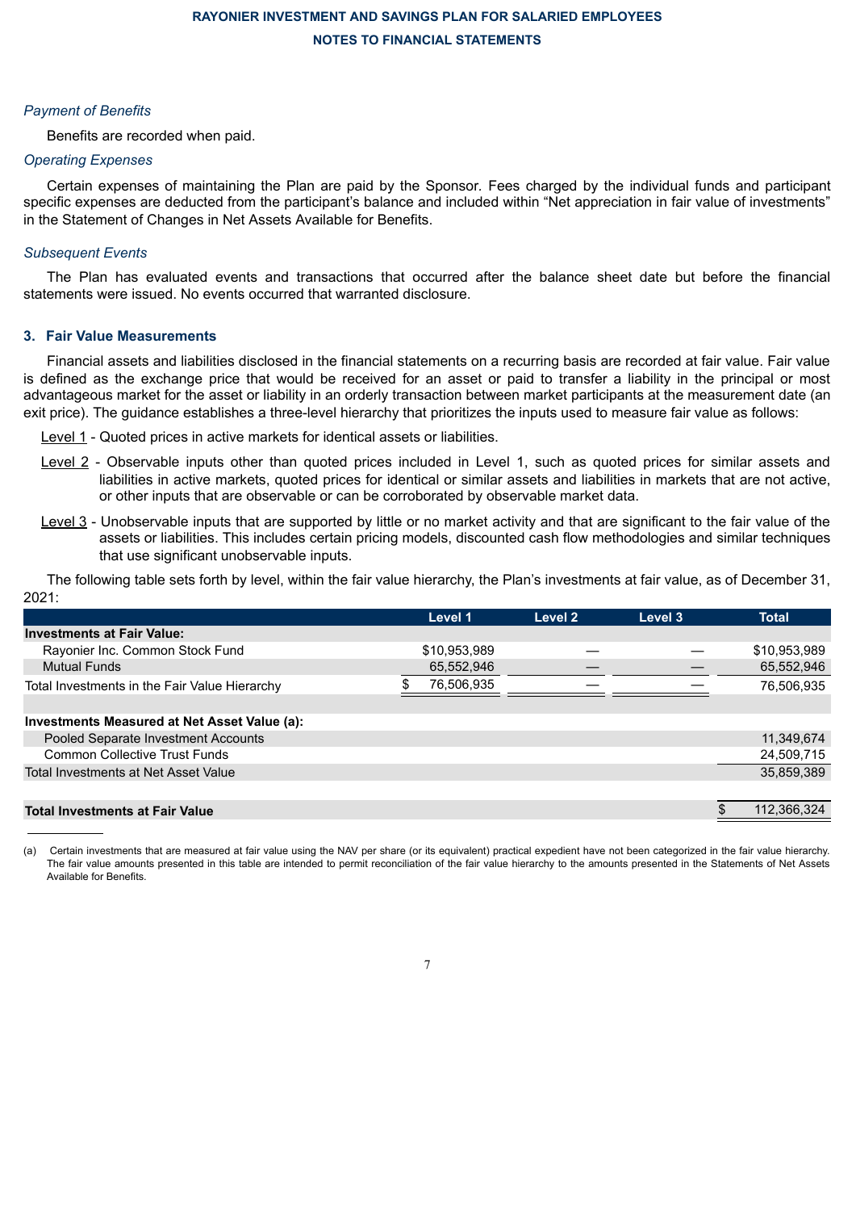*Payment of Benefits*

Benefits are recorded when paid.

*Operating Expenses*

Certain expenses of maintaining the Plan are paid by the Sponsor. Fees charged by the individual funds and participant specific expenses are deducted from the participant's balance and included within "Net appreciation in fair value of investments" in the Statement of Changes in Net Assets Available for Benefits.

*Subsequent Events*

The Plan has evaluated events and transactions that occurred after the balance sheet date but before the financial statements were issued. No events occurred that warranted disclosure.

## 3. Fair Value Measurements

Financial assets and liabilities disclosed in the financial statements on a recurring basis are recorded at fair value. Fair value is defined as the exchange price that would be received for an asset or paid to transfer a liability in the principal or most advantageous market for the asset or liability in an orderly transaction between market participants at the measurement date (an exit price). The guidance establishes a three-level hierarchy that prioritizes the inputs used to measure fair value as follows:

Level 1 - Quoted prices in active markets for identical assets or liabilities.

Level 2 - Observable inputs other than quoted prices included in Level 1, such as quoted prices for similar assets and liabilities in active markets, quoted prices for identical or similar assets and liabilities in markets that are not active, or other inputs that are observable or can be corroborated by observable market data.

Level 3 - Unobservable inputs that are supported by little or no market activity and that are significant to the fair value of the assets or liabilities. This includes certain pricing models, discounted cash flow methodologies and similar techniques that use significant unobservable inputs.

The following table sets forth by level, within the fair value hierarchy, the Plan's investments at fair value, as of December 31, 2021:

| | Level 1 | Level 2 | Level 3 | Total |
|---|---|---|---|---|
| **Investments at Fair Value:** | | | | |
| Rayonier Inc. Common Stock Fund | $10,953,989 | — | — | $10,953,989 |
| Mutual Funds | 65,552,946 | — | — | 65,552,946 |
| Total Investments in the Fair Value Hierarchy | $ 76,506,935 | — | — | 76,506,935 |
| | | | | |
| **Investments Measured at Net Asset Value (a):** | | | | |
| Pooled Separate Investment Accounts | | | | 11,349,674 |
| Common Collective Trust Funds | | | | 24,509,715 |
| Total Investments at Net Asset Value | | | | 35,859,389 |
| | | | | |
| **Total Investments at Fair Value** | | | | $ 112,366,324 |

(a) Certain investments that are measured at fair value using the NAV per share (or its equivalent) practical expedient have not been categorized in the fair value hierarchy. The fair value amounts presented in this table are intended to permit reconciliation of the fair value hierarchy to the amounts presented in the Statements of Net Assets Available for Benefits.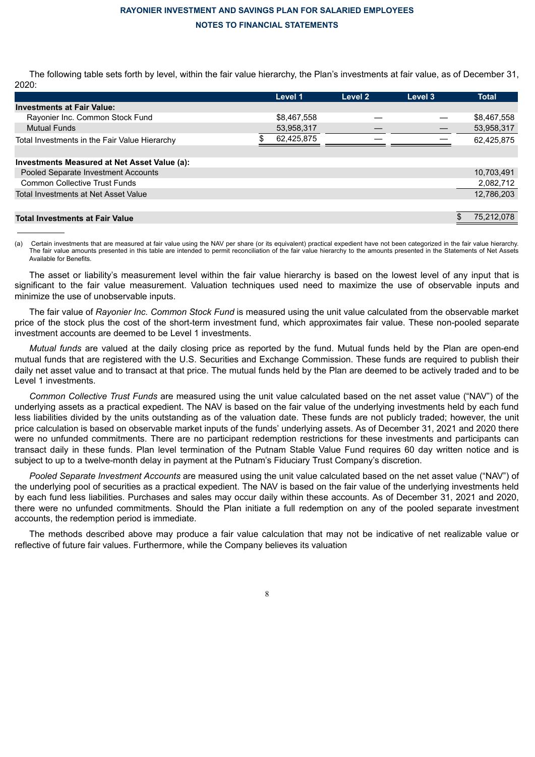The following table sets forth by level, within the fair value hierarchy, the Plan's investments at fair value, as of December 31, 2020:

| | Level 1 | Level 2 | Level 3 | Total |
|---|---|---|---|---|
| **Investments at Fair Value:** | | | | |
| Rayonier Inc. Common Stock Fund | $8,467,558 | — | — | $8,467,558 |
| Mutual Funds | 53,958,317 | — | — | 53,958,317 |
| Total Investments in the Fair Value Hierarchy | $ 62,425,875 | — | — | 62,425,875 |
| | | | | |
| **Investments Measured at Net Asset Value (a):** | | | | |
| Pooled Separate Investment Accounts | | | | 10,703,491 |
| Common Collective Trust Funds | | | | 2,082,712 |
| Total Investments at Net Asset Value | | | | 12,786,203 |
| | | | | |
| **Total Investments at Fair Value** | | | | $ 75,212,078 |

(a) Certain investments that are measured at fair value using the NAV per share (or its equivalent) practical expedient have not been categorized in the fair value hierarchy. The fair value amounts presented in this table are intended to permit reconciliation of the fair value hierarchy to the amounts presented in the Statements of Net Assets Available for Benefits.

The asset or liability's measurement level within the fair value hierarchy is based on the lowest level of any input that is significant to the fair value measurement. Valuation techniques used need to maximize the use of observable inputs and minimize the use of unobservable inputs.

The fair value of *Rayonier Inc. Common Stock Fund* is measured using the unit value calculated from the observable market price of the stock plus the cost of the short-term investment fund, which approximates fair value. These non-pooled separate investment accounts are deemed to be Level 1 investments.

*Mutual funds* are valued at the daily closing price as reported by the fund. Mutual funds held by the Plan are open-end mutual funds that are registered with the U.S. Securities and Exchange Commission. These funds are required to publish their daily net asset value and to transact at that price. The mutual funds held by the Plan are deemed to be actively traded and to be Level 1 investments.

*Common Collective Trust Funds* are measured using the unit value calculated based on the net asset value ("NAV") of the underlying assets as a practical expedient. The NAV is based on the fair value of the underlying investments held by each fund less liabilities divided by the units outstanding as of the valuation date. These funds are not publicly traded; however, the unit price calculation is based on observable market inputs of the funds' underlying assets. As of December 31, 2021 and 2020 there were no unfunded commitments. There are no participant redemption restrictions for these investments and participants can transact daily in these funds. Plan level termination of the Putnam Stable Value Fund requires 60 day written notice and is subject to up to a twelve-month delay in payment at the Putnam's Fiduciary Trust Company's discretion.

*Pooled Separate Investment Accounts* are measured using the unit value calculated based on the net asset value ("NAV") of the underlying pool of securities as a practical expedient. The NAV is based on the fair value of the underlying investments held by each fund less liabilities. Purchases and sales may occur daily within these accounts. As of December 31, 2021 and 2020, there were no unfunded commitments. Should the Plan initiate a full redemption on any of the pooled separate investment accounts, the redemption period is immediate.

The methods described above may produce a fair value calculation that may not be indicative of net realizable value or reflective of future fair values. Furthermore, while the Company believes its valuation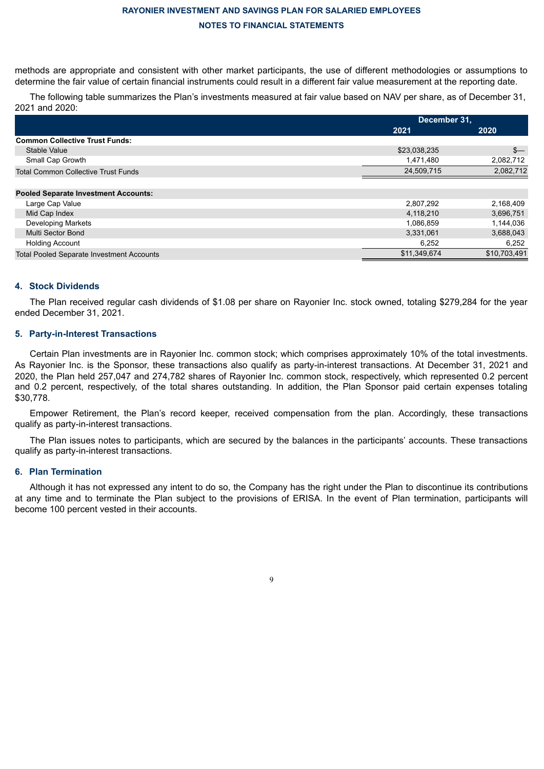methods are appropriate and consistent with other market participants, the use of different methodologies or assumptions to determine the fair value of certain financial instruments could result in a different fair value measurement at the reporting date.

The following table summarizes the Plan's investments measured at fair value based on NAV per share, as of December 31, 2021 and 2020:

| | December 31, | |
|---|---|---|
| | 2021 | 2020 |
| **Common Collective Trust Funds:** | | |
| Stable Value | $23,038,235 | $— |
| Small Cap Growth | 1,471,480 | 2,082,712 |
| Total Common Collective Trust Funds | 24,509,715 | 2,082,712 |
| | | |
| **Pooled Separate Investment Accounts:** | | |
| Large Cap Value | 2,807,292 | 2,168,409 |
| Mid Cap Index | 4,118,210 | 3,696,751 |
| Developing Markets | 1,086,859 | 1,144,036 |
| Multi Sector Bond | 3,331,061 | 3,688,043 |
| Holding Account | 6,252 | 6,252 |
| Total Pooled Separate Investment Accounts | $11,349,674 | $10,703,491 |

### 4. Stock Dividends

The Plan received regular cash dividends of $1.08 per share on Rayonier Inc. stock owned, totaling $279,284 for the year ended December 31, 2021.

### 5. Party-in-Interest Transactions

Certain Plan investments are in Rayonier Inc. common stock; which comprises approximately 10% of the total investments. As Rayonier Inc. is the Sponsor, these transactions also qualify as party-in-interest transactions. At December 31, 2021 and 2020, the Plan held 257,047 and 274,782 shares of Rayonier Inc. common stock, respectively, which represented 0.2 percent and 0.2 percent, respectively, of the total shares outstanding. In addition, the Plan Sponsor paid certain expenses totaling $30,778.

Empower Retirement, the Plan's record keeper, received compensation from the plan. Accordingly, these transactions qualify as party-in-interest transactions.

The Plan issues notes to participants, which are secured by the balances in the participants' accounts. These transactions qualify as party-in-interest transactions.

### 6. Plan Termination

Although it has not expressed any intent to do so, the Company has the right under the Plan to discontinue its contributions at any time and to terminate the Plan subject to the provisions of ERISA. In the event of Plan termination, participants will become 100 percent vested in their accounts.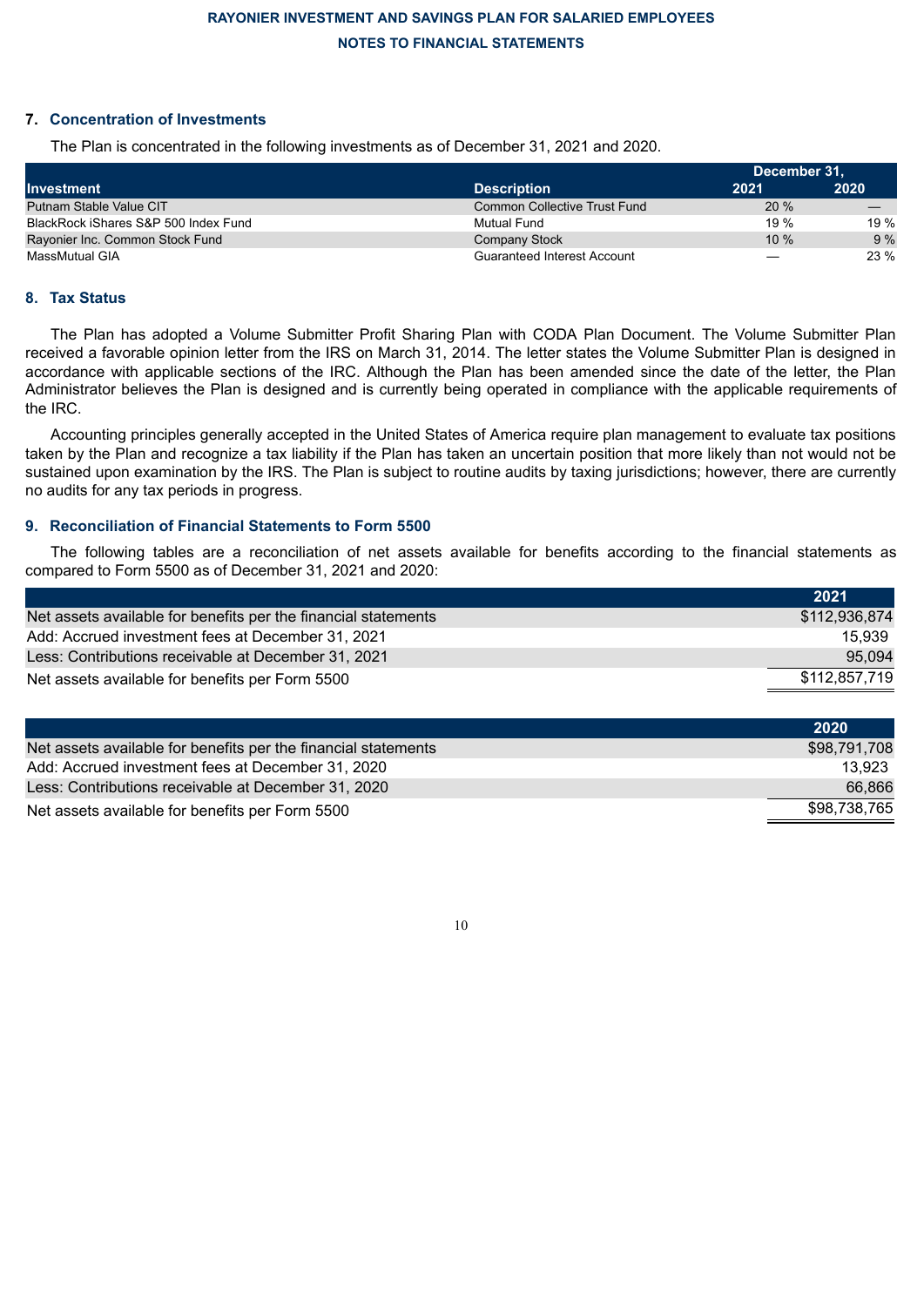## 7. Concentration of Investments

The Plan is concentrated in the following investments as of December 31, 2021 and 2020.

| Investment | Description | December 31, 2021 | December 31, 2020 |
|---|---|---|---|
| Putnam Stable Value CIT | Common Collective Trust Fund | 20 % | — |
| BlackRock iShares S&P 500 Index Fund | Mutual Fund | 19 % | 19 % |
| Rayonier Inc. Common Stock Fund | Company Stock | 10 % | 9 % |
| MassMutual GIA | Guaranteed Interest Account | — | 23 % |

## 8. Tax Status

The Plan has adopted a Volume Submitter Profit Sharing Plan with CODA Plan Document. The Volume Submitter Plan received a favorable opinion letter from the IRS on March 31, 2014. The letter states the Volume Submitter Plan is designed in accordance with applicable sections of the IRC. Although the Plan has been amended since the date of the letter, the Plan Administrator believes the Plan is designed and is currently being operated in compliance with the applicable requirements of the IRC.

Accounting principles generally accepted in the United States of America require plan management to evaluate tax positions taken by the Plan and recognize a tax liability if the Plan has taken an uncertain position that more likely than not would not be sustained upon examination by the IRS. The Plan is subject to routine audits by taxing jurisdictions; however, there are currently no audits for any tax periods in progress.

## 9. Reconciliation of Financial Statements to Form 5500

The following tables are a reconciliation of net assets available for benefits according to the financial statements as compared to Form 5500 as of December 31, 2021 and 2020:

| | 2021 |
|---|---|
| Net assets available for benefits per the financial statements | $112,936,874 |
| Add: Accrued investment fees at December 31, 2021 | 15,939 |
| Less: Contributions receivable at December 31, 2021 | 95,094 |
| Net assets available for benefits per Form 5500 | $112,857,719 |

| | 2020 |
|---|---|
| Net assets available for benefits per the financial statements | $98,791,708 |
| Add: Accrued investment fees at December 31, 2020 | 13,923 |
| Less: Contributions receivable at December 31, 2020 | 66,866 |
| Net assets available for benefits per Form 5500 | $98,738,765 |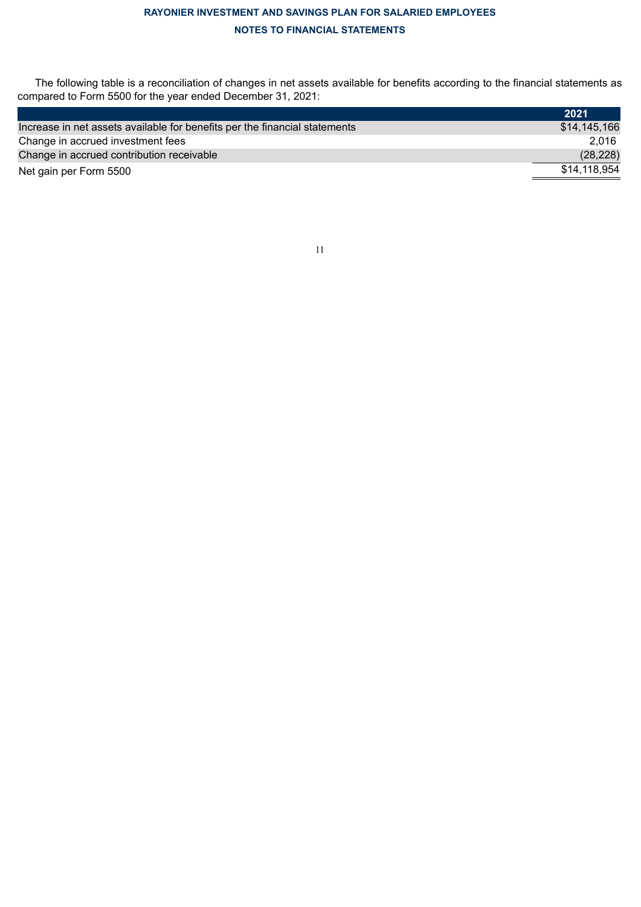The following table is a reconciliation of changes in net assets available for benefits according to the financial statements as compared to Form 5500 for the year ended December 31, 2021:

| | 2021 |
|---|---|
| Increase in net assets available for benefits per the financial statements | $14,145,166 |
| Change in accrued investment fees | 2,016 |
| Change in accrued contribution receivable | (28,228) |
| Net gain per Form 5500 | $14,118,954 |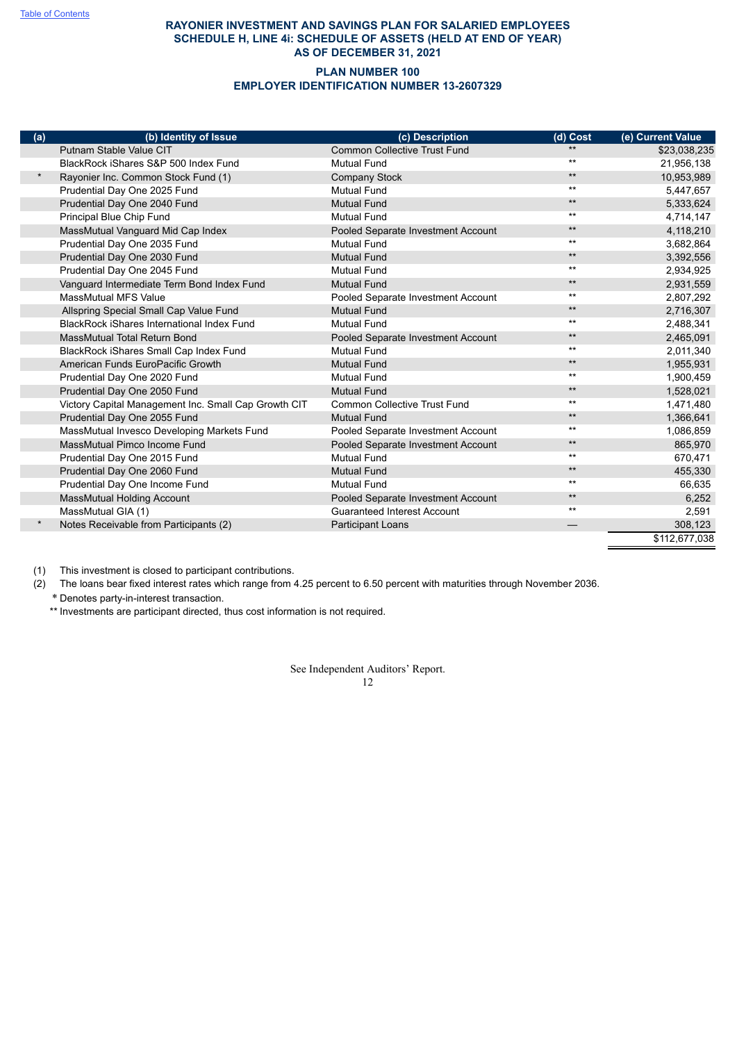# RAYONIER INVESTMENT AND SAVINGS PLAN FOR SALARIED EMPLOYEES
## SCHEDULE H, LINE 4i: SCHEDULE OF ASSETS (HELD AT END OF YEAR)
## AS OF DECEMBER 31, 2021

### PLAN NUMBER 100
### EMPLOYER IDENTIFICATION NUMBER 13-2607329

| (a) | (b) Identity of Issue | (c) Description | (d) Cost | (e) Current Value |
|---|---|---|---|---|
| | Putnam Stable Value CIT | Common Collective Trust Fund | ** | $23,038,235 |
| | BlackRock iShares S&P 500 Index Fund | Mutual Fund | ** | 21,956,138 |
| * | Rayonier Inc. Common Stock Fund (1) | Company Stock | ** | 10,953,989 |
| | Prudential Day One 2025 Fund | Mutual Fund | ** | 5,447,657 |
| | Prudential Day One 2040 Fund | Mutual Fund | ** | 5,333,624 |
| | Principal Blue Chip Fund | Mutual Fund | ** | 4,714,147 |
| | MassMutual Vanguard Mid Cap Index | Pooled Separate Investment Account | ** | 4,118,210 |
| | Prudential Day One 2035 Fund | Mutual Fund | ** | 3,682,864 |
| | Prudential Day One 2030 Fund | Mutual Fund | ** | 3,392,556 |
| | Prudential Day One 2045 Fund | Mutual Fund | ** | 2,934,925 |
| | Vanguard Intermediate Term Bond Index Fund | Mutual Fund | ** | 2,931,559 |
| | MassMutual MFS Value | Pooled Separate Investment Account | ** | 2,807,292 |
| | Allspring Special Small Cap Value Fund | Mutual Fund | ** | 2,716,307 |
| | BlackRock iShares International Index Fund | Mutual Fund | ** | 2,488,341 |
| | MassMutual Total Return Bond | Pooled Separate Investment Account | ** | 2,465,091 |
| | BlackRock iShares Small Cap Index Fund | Mutual Fund | ** | 2,011,340 |
| | American Funds EuroPacific Growth | Mutual Fund | ** | 1,955,931 |
| | Prudential Day One 2020 Fund | Mutual Fund | ** | 1,900,459 |
| | Prudential Day One 2050 Fund | Mutual Fund | ** | 1,528,021 |
| | Victory Capital Management Inc. Small Cap Growth CIT | Common Collective Trust Fund | ** | 1,471,480 |
| | Prudential Day One 2055 Fund | Mutual Fund | ** | 1,366,641 |
| | MassMutual Invesco Developing Markets Fund | Pooled Separate Investment Account | ** | 1,086,859 |
| | MassMutual Pimco Income Fund | Pooled Separate Investment Account | ** | 865,970 |
| | Prudential Day One 2015 Fund | Mutual Fund | ** | 670,471 |
| | Prudential Day One 2060 Fund | Mutual Fund | ** | 455,330 |
| | Prudential Day One Income Fund | Mutual Fund | ** | 66,635 |
| | MassMutual Holding Account | Pooled Separate Investment Account | ** | 6,252 |
| | MassMutual GIA (1) | Guaranteed Interest Account | ** | 2,591 |
| * | Notes Receivable from Participants (2) | Participant Loans | — | 308,123 |
| | | | | $112,677,038 |

(1) This investment is closed to participant contributions.

(2) The loans bear fixed interest rates which range from 4.25 percent to 6.50 percent with maturities through November 2036.

\* Denotes party-in-interest transaction.

** Investments are participant directed, thus cost information is not required.

See Independent Auditors' Report.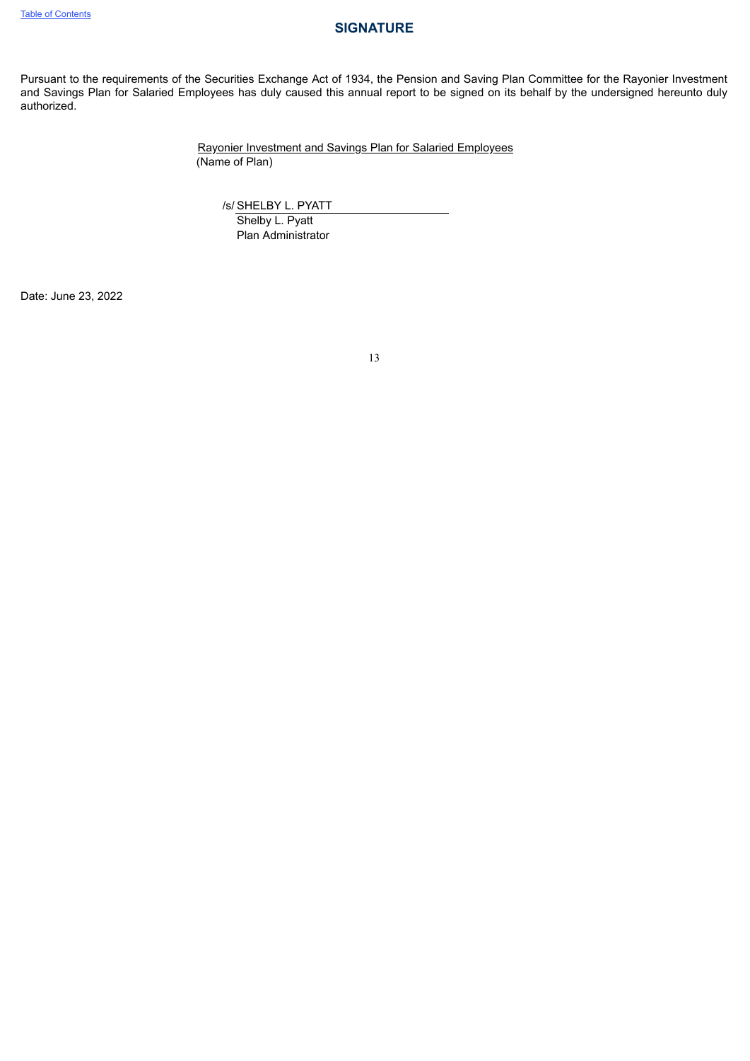## SIGNATURE

Pursuant to the requirements of the Securities Exchange Act of 1934, the Pension and Saving Plan Committee for the Rayonier Investment and Savings Plan for Salaried Employees has duly caused this annual report to be signed on its behalf by the undersigned hereunto duly authorized.

Rayonier Investment and Savings Plan for Salaried Employees
(Name of Plan)

/s/ SHELBY L. PYATT
Shelby L. Pyatt
Plan Administrator

Date: June 23, 2022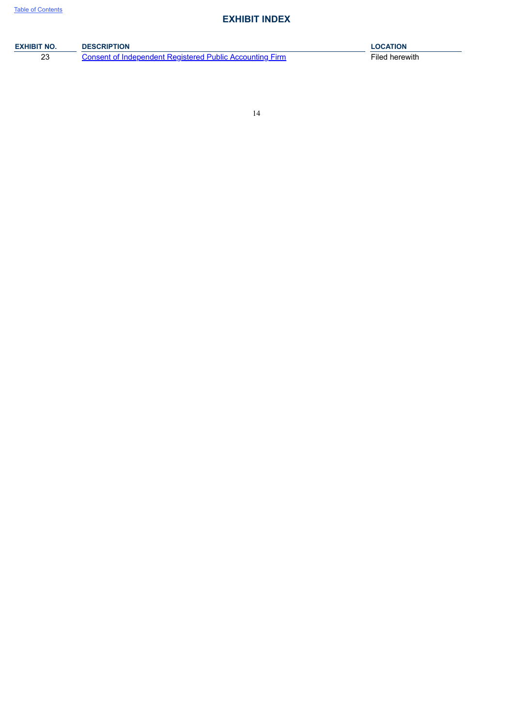# EXHIBIT INDEX

| EXHIBIT NO. | DESCRIPTION | LOCATION |
| --- | --- | --- |
| 23 | Consent of Independent Registered Public Accounting Firm | Filed herewith |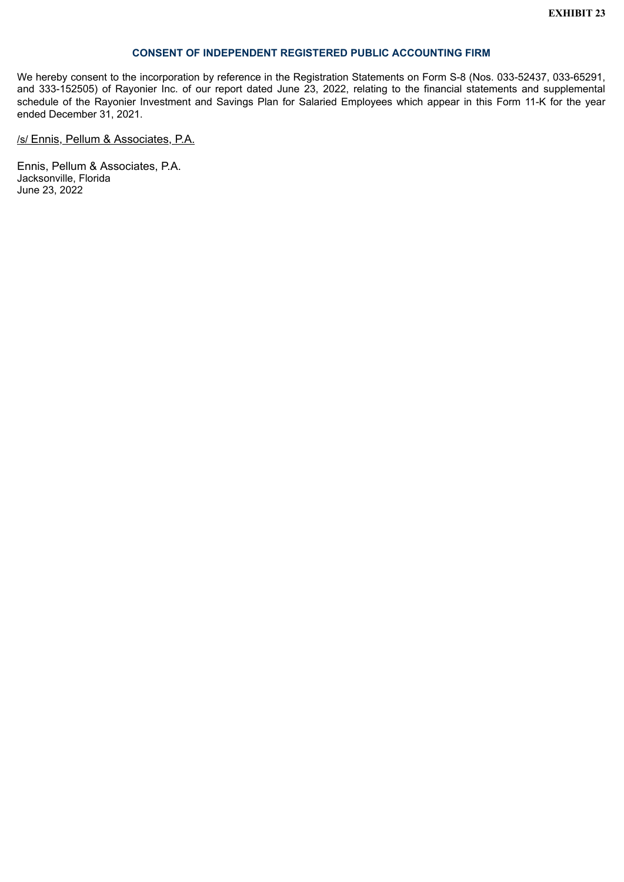**EXHIBIT 23**

## CONSENT OF INDEPENDENT REGISTERED PUBLIC ACCOUNTING FIRM

We hereby consent to the incorporation by reference in the Registration Statements on Form S-8 (Nos. 033-52437, 033-65291, and 333-152505) of Rayonier Inc. of our report dated June 23, 2022, relating to the financial statements and supplemental schedule of the Rayonier Investment and Savings Plan for Salaried Employees which appear in this Form 11-K for the year ended December 31, 2021.

/s/ Ennis, Pellum & Associates, P.A.

Ennis, Pellum & Associates, P.A.
Jacksonville, Florida
June 23, 2022